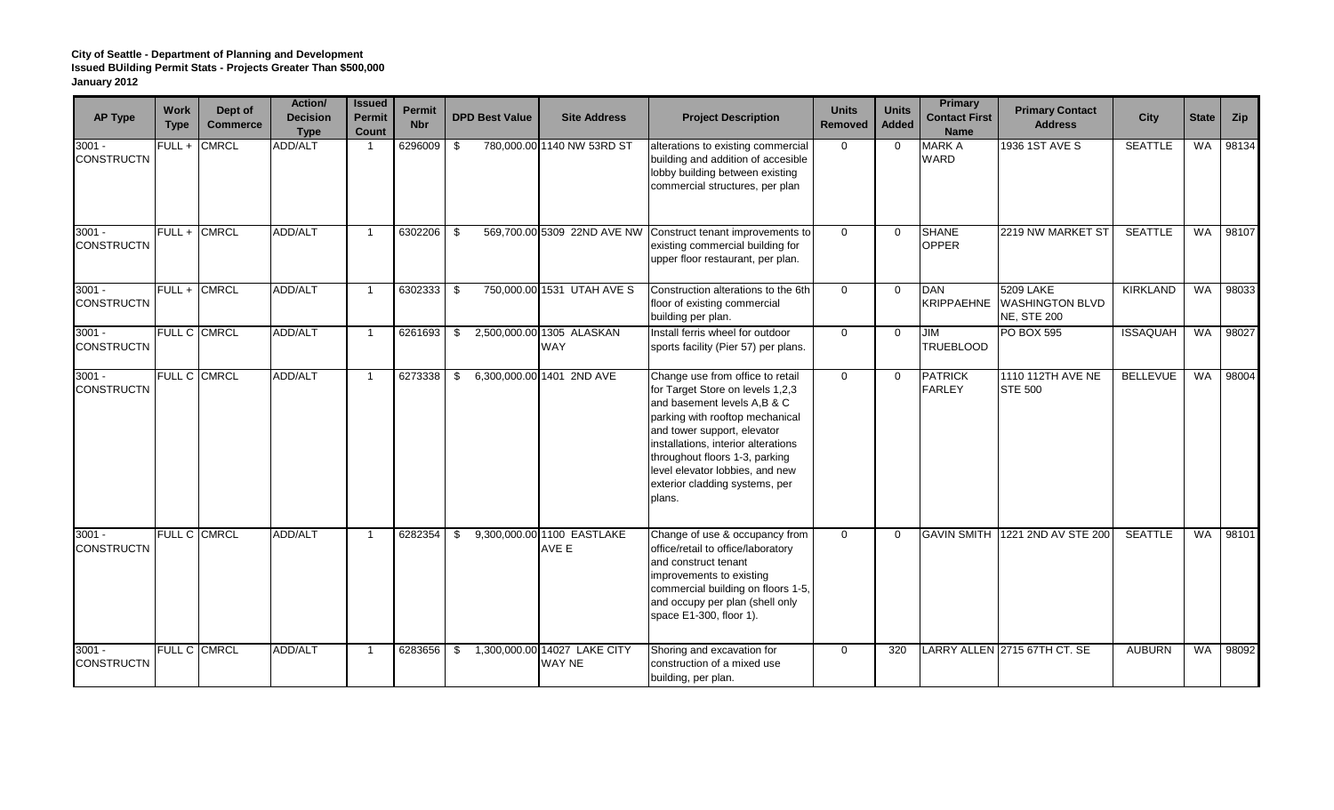**City of Seattle - Department of Planning and Development**
**Issued BUilding Permit Stats - Projects Greater Than $500,000**
**January 2012**

| AP Type | Work Type | Dept of Commerce | Action/ Decision Type | Issued Permit Count | Permit Nbr | DPD Best Value | Site Address | Project Description | Units Removed | Units Added | Primary Contact First Name | Primary Contact Address | City | State | Zip |
|---|---|---|---|---|---|---|---|---|---|---|---|---|---|---|---|
| 3001 - CONSTRUCTN | FULL + | CMRCL | ADD/ALT | 1 | 6296009 | $ 780,000.00 | 1140 NW 53RD ST | alterations to existing commercial building and addition of accesible lobby building between existing commercial structures, per plan | 0 | 0 | MARK A WARD | 1936 1ST AVE S | SEATTLE | WA | 98134 |
| 3001 - CONSTRUCTN | FULL + | CMRCL | ADD/ALT | 1 | 6302206 | $ 569,700.00 | 5309 22ND AVE NW | Construct tenant improvements to existing commercial building for upper floor restaurant, per plan. | 0 | 0 | SHANE OPPER | 2219 NW MARKET ST | SEATTLE | WA | 98107 |
| 3001 - CONSTRUCTN | FULL + | CMRCL | ADD/ALT | 1 | 6302333 | $ 750,000.00 | 1531 UTAH AVE S | Construction alterations to the 6th floor of existing commercial building per plan. | 0 | 0 | DAN KRIPPAEHNE | 5209 LAKE WASHINGTON BLVD NE, STE 200 | KIRKLAND | WA | 98033 |
| 3001 - CONSTRUCTN | FULL C | CMRCL | ADD/ALT | 1 | 6261693 | $ 2,500,000.00 | 1305 ALASKAN WAY | Install ferris wheel for outdoor sports facility (Pier 57) per plans. | 0 | 0 | JIM TRUEBLOOD | PO BOX 595 | ISSAQUAH | WA | 98027 |
| 3001 - CONSTRUCTN | FULL C | CMRCL | ADD/ALT | 1 | 6273338 | $ 6,300,000.00 | 1401 2ND AVE | Change use from office to retail for Target Store on levels 1,2,3 and basement levels A,B & C parking with rooftop mechanical and tower support, elevator installations, interior alterations throughout floors 1-3, parking level elevator lobbies, and new exterior cladding systems, per plans. | 0 | 0 | PATRICK FARLEY | 1110 112TH AVE NE STE 500 | BELLEVUE | WA | 98004 |
| 3001 - CONSTRUCTN | FULL C | CMRCL | ADD/ALT | 1 | 6282354 | $ 9,300,000.00 | 1100 EASTLAKE AVE E | Change of use & occupancy from office/retail to office/laboratory and construct tenant improvements to existing commercial building on floors 1-5, and occupy per plan (shell only space E1-300, floor 1). | 0 | 0 | GAVIN SMITH | 1221 2ND AV STE 200 | SEATTLE | WA | 98101 |
| 3001 - CONSTRUCTN | FULL C | CMRCL | ADD/ALT | 1 | 6283656 | $ 1,300,000.00 | 14027 LAKE CITY WAY NE | Shoring and excavation for construction of a mixed use building, per plan. | 0 | 320 | LARRY ALLEN | 2715 67TH CT. SE | AUBURN | WA | 98092 |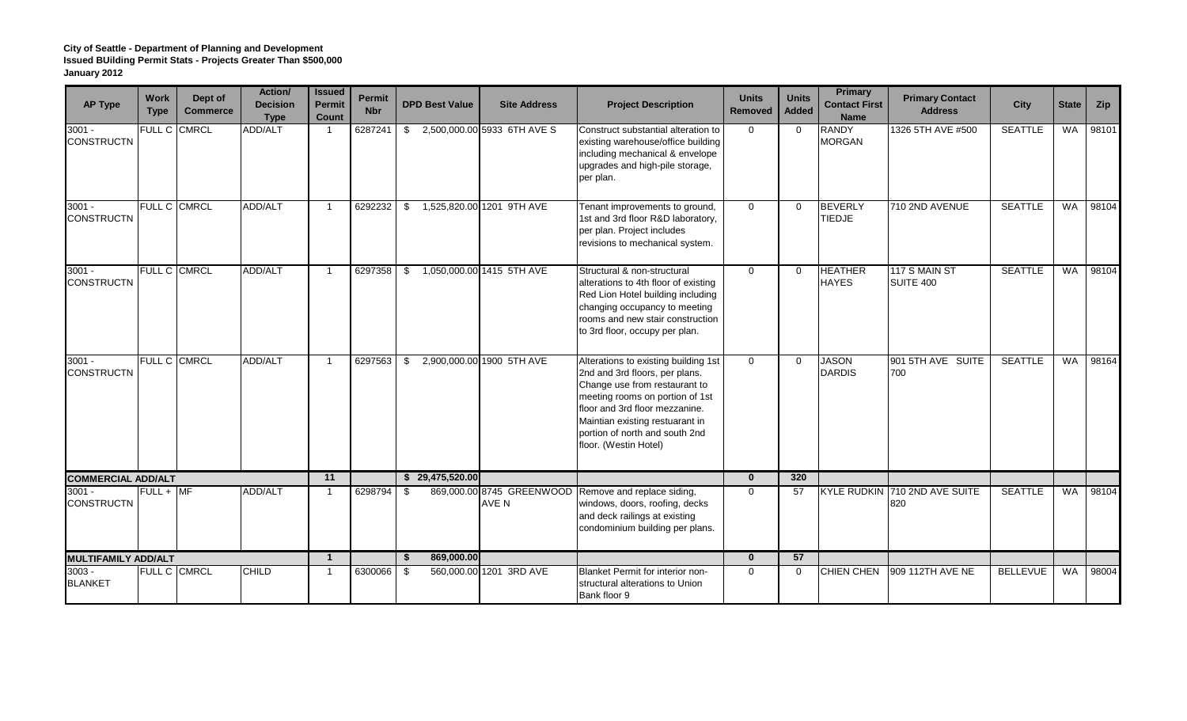**City of Seattle - Department of Planning and Development**
**Issued BUilding Permit Stats - Projects Greater Than $500,000**
**January 2012**

| AP Type | Work Type | Dept of Commerce | Action/ Decision Type | Issued Permit Count | Permit Nbr | DPD Best Value | Site Address | Project Description | Units Removed | Units Added | Primary Contact First Name | Primary Contact Address | City | State | Zip |
|---|---|---|---|---|---|---|---|---|---|---|---|---|---|---|---|
| 3001 - CONSTRUCTN | FULL C | CMRCL | ADD/ALT | 1 | 6287241 | $ 2,500,000.00 | 5933 6TH AVE S | Construct substantial alteration to existing warehouse/office building including mechanical & envelope upgrades and high-pile storage, per plan. | 0 | 0 | RANDY MORGAN | 1326 5TH AVE #500 | SEATTLE | WA | 98101 |
| 3001 - CONSTRUCTN | FULL C | CMRCL | ADD/ALT | 1 | 6292232 | $ 1,525,820.00 | 1201 9TH AVE | Tenant improvements to ground, 1st and 3rd floor R&D laboratory, per plan. Project includes revisions to mechanical system. | 0 | 0 | BEVERLY TIEDJE | 710 2ND AVENUE | SEATTLE | WA | 98104 |
| 3001 - CONSTRUCTN | FULL C | CMRCL | ADD/ALT | 1 | 6297358 | $ 1,050,000.00 | 1415 5TH AVE | Structural & non-structural alterations to 4th floor of existing Red Lion Hotel building including changing occupancy to meeting rooms and new stair construction to 3rd floor, occupy per plan. | 0 | 0 | HEATHER HAYES | 117 S MAIN ST SUITE 400 | SEATTLE | WA | 98104 |
| 3001 - CONSTRUCTN | FULL C | CMRCL | ADD/ALT | 1 | 6297563 | $ 2,900,000.00 | 1900 5TH AVE | Alterations to existing building 1st 2nd and 3rd floors, per plans. Change use from restaurant to meeting rooms on portion of 1st floor and 3rd floor mezzanine. Maintian existing restuarant in portion of north and south 2nd floor. (Westin Hotel) | 0 | 0 | JASON DARDIS | 901 5TH AVE SUITE 700 | SEATTLE | WA | 98164 |
| **COMMERCIAL ADD/ALT** | | | | **11** | | **$ 29,475,520.00** | | | **0** | **320** | | | | | |
| 3001 - CONSTRUCTN | FULL + | MF | ADD/ALT | 1 | 6298794 | $ 869,000.00 | 8745 GREENWOOD AVE N | Remove and replace siding, windows, doors, roofing, decks and deck railings at existing condominium building per plans. | 0 | 57 | KYLE RUDKIN | 710 2ND AVE SUITE 820 | SEATTLE | WA | 98104 |
| **MULTIFAMILY ADD/ALT** | | | | **1** | | **$ 869,000.00** | | | **0** | **57** | | | | | |
| 3003 - BLANKET | FULL C | CMRCL | CHILD | 1 | 6300066 | $ 560,000.00 | 1201 3RD AVE | Blanket Permit for interior non-structural alterations to Union Bank floor 9 | 0 | 0 | CHIEN CHEN | 909 112TH AVE NE | BELLEVUE | WA | 98004 |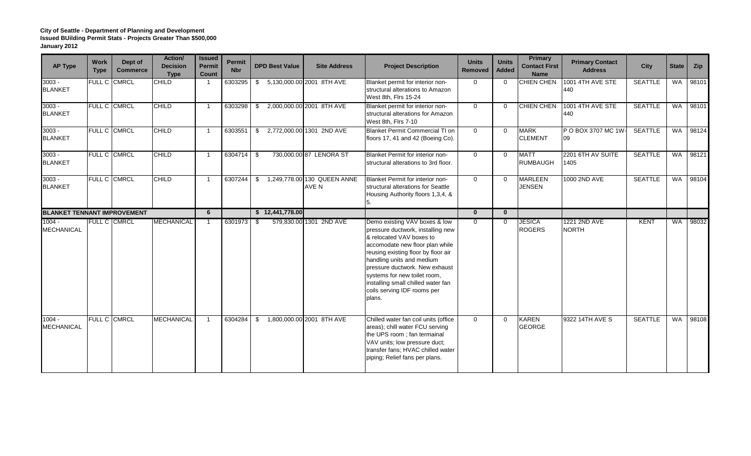**City of Seattle - Department of Planning and Development**
**Issued BUilding Permit Stats - Projects Greater Than $500,000**
**January 2012**

| AP Type | Work Type | Dept of Commerce | Action/ Decision Type | Issued Permit Count | Permit Nbr | DPD Best Value | Site Address | Project Description | Units Removed | Units Added | Primary Contact First Name | Primary Contact Address | City | State | Zip |
|---|---|---|---|---|---|---|---|---|---|---|---|---|---|---|---|
| 3003 - BLANKET | FULL C | CMRCL | CHILD | 1 | 6303295 | $ 5,130,000.00 | 2001 8TH AVE | Blanket permit for interior non-structural alterations to Amazon West 8th, Flrs 15-24 | 0 | 0 | CHIEN CHEN | 1001 4TH AVE STE 440 | SEATTLE | WA | 98101 |
| 3003 - BLANKET | FULL C | CMRCL | CHILD | 1 | 6303298 | $ 2,000,000.00 | 2001 8TH AVE | Blanket permit for interior non-structural alterations for Amazon West 8th, Flrs 7-10 | 0 | 0 | CHIEN CHEN | 1001 4TH AVE STE 440 | SEATTLE | WA | 98101 |
| 3003 - BLANKET | FULL C | CMRCL | CHILD | 1 | 6303551 | $ 2,772,000.00 | 1301 2ND AVE | Blanket Permit Commercial TI on floors 17, 41 and 42 (Boeing Co). | 0 | 0 | MARK CLEMENT | P O BOX 3707 MC 1W-09 | SEATTLE | WA | 98124 |
| 3003 - BLANKET | FULL C | CMRCL | CHILD | 1 | 6304714 | $ 730,000.00 | 87 LENORA ST | Blanket Permit for interior non-structural alterations to 3rd floor. | 0 | 0 | MATT RUMBAUGH | 2201 6TH AV SUITE 1405 | SEATTLE | WA | 98121 |
| 3003 - BLANKET | FULL C | CMRCL | CHILD | 1 | 6307244 | $ 1,249,778.00 | 130 QUEEN ANNE AVE N | Blanket Permit for interior non-structural alterations for Seattle Housing Authority floors 1,3,4, & 5. | 0 | 0 | MARLEEN JENSEN | 1000 2ND AVE | SEATTLE | WA | 98104 |
| **BLANKET TENANT IMPROVEMENT** | | | | **6** | | **$ 12,441,778.00** | | | **0** | **0** | | | | | |
| 1004 - MECHANICAL | FULL C | CMRCL | MECHANICAL | 1 | 6301973 | $ 579,830.00 | 1301 2ND AVE | Demo existing VAV boxes & low pressure ductwork, installing new & relocated VAV boxes to accomodate new floor plan while reusing existing floor by floor air handling units and medium pressure ductwork. New exhaust systems for new toilet room, installing small chilled water fan coils serving IDF rooms per plans. | 0 | 0 | JESICA ROGERS | 1221 2ND AVE NORTH | KENT | WA | 98032 |
| 1004 - MECHANICAL | FULL C | CMRCL | MECHANICAL | 1 | 6304284 | $ 1,800,000.00 | 2001 8TH AVE | Chilled water fan coil units (office areas); chill water FCU serving the UPS room ; fan termainal VAV units; low pressure duct; transfer fans; HVAC chilled water piping; Relief fans per plans. | 0 | 0 | KAREN GEORGE | 9322 14TH AVE S | SEATTLE | WA | 98108 |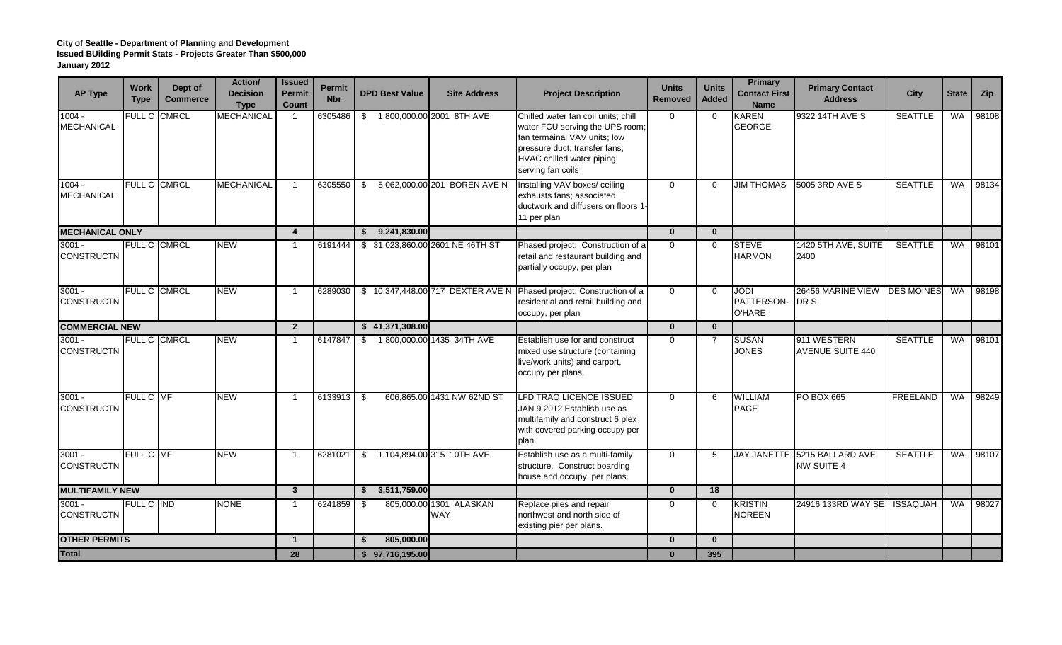**City of Seattle - Department of Planning and Development**
**Issued BUilding Permit Stats - Projects Greater Than $500,000**
**January 2012**

| AP Type | Work Type | Dept of Commerce | Action/ Decision Type | Issued Permit Count | Permit Nbr | DPD Best Value | Site Address | Project Description | Units Removed | Units Added | Primary Contact First Name | Primary Contact Address | City | State | Zip |
|---|---|---|---|---|---|---|---|---|---|---|---|---|---|---|---|
| 1004 - MECHANICAL | FULL C | CMRCL | MECHANICAL | 1 | 6305486 | $ 1,800,000.00 | 2001 8TH AVE | Chilled water fan coil units; chill water FCU serving the UPS room; fan termainal VAV units; low pressure duct; transfer fans; HVAC chilled water piping; serving fan coils | 0 | 0 | KAREN GEORGE | 9322 14TH AVE S | SEATTLE | WA | 98108 |
| 1004 - MECHANICAL | FULL C | CMRCL | MECHANICAL | 1 | 6305550 | $ 5,062,000.00 | 201 BOREN AVE N | Installing VAV boxes/ ceiling exhausts fans; associated ductwork and diffusers on floors 1-11 per plan | 0 | 0 | JIM THOMAS | 5005 3RD AVE S | SEATTLE | WA | 98134 |
| **MECHANICAL ONLY** | | | | **4** | | **$ 9,241,830.00** | | | **0** | **0** | | | | | |
| 3001 - CONSTRUCTN | FULL C | CMRCL | NEW | 1 | 6191444 | $ 31,023,860.00 | 2601 NE 46TH ST | Phased project: Construction of a retail and restaurant building and partially occupy, per plan | 0 | 0 | STEVE HARMON | 1420 5TH AVE, SUITE 2400 | SEATTLE | WA | 98101 |
| 3001 - CONSTRUCTN | FULL C | CMRCL | NEW | 1 | 6289030 | $ 10,347,448.00 | 717 DEXTER AVE N | Phased project: Construction of a residential and retail building and occupy, per plan | 0 | 0 | JODI PATTERSON-O'HARE | 26456 MARINE VIEW DR S | DES MOINES | WA | 98198 |
| **COMMERCIAL NEW** | | | | **2** | | **$ 41,371,308.00** | | | **0** | **0** | | | | | |
| 3001 - CONSTRUCTN | FULL C | CMRCL | NEW | 1 | 6147847 | $ 1,800,000.00 | 1435 34TH AVE | Establish use for and construct mixed use structure (containing live/work units) and carport, occupy per plans. | 0 | 7 | SUSAN JONES | 911 WESTERN AVENUE SUITE 440 | SEATTLE | WA | 98101 |
| 3001 - CONSTRUCTN | FULL C | MF | NEW | 1 | 6133913 | $ 606,865.00 | 1431 NW 62ND ST | LFD TRAO LICENCE ISSUED JAN 9 2012 Establish use as multifamily and construct 6 plex with covered parking occupy per plan. | 0 | 6 | WILLIAM PAGE | PO BOX 665 | FREELAND | WA | 98249 |
| 3001 - CONSTRUCTN | FULL C | MF | NEW | 1 | 6281021 | $ 1,104,894.00 | 315 10TH AVE | Establish use as a multi-family structure. Construct boarding house and occupy, per plans. | 0 | 5 | JAY JANETTE | 5215 BALLARD AVE NW SUITE 4 | SEATTLE | WA | 98107 |
| **MULTIFAMILY NEW** | | | | **3** | | **$ 3,511,759.00** | | | **0** | **18** | | | | | |
| 3001 - CONSTRUCTN | FULL C | IND | NONE | 1 | 6241859 | $ 805,000.00 | 1301 ALASKAN WAY | Replace piles and repair northwest and north side of existing pier per plans. | 0 | 0 | KRISTIN NOREEN | 24916 133RD WAY SE | ISSAQUAH | WA | 98027 |
| **OTHER PERMITS** | | | | **1** | | **$ 805,000.00** | | | **0** | **0** | | | | | |
| **Total** | | | | **28** | | **$ 97,716,195.00** | | | **0** | **395** | | | | | |